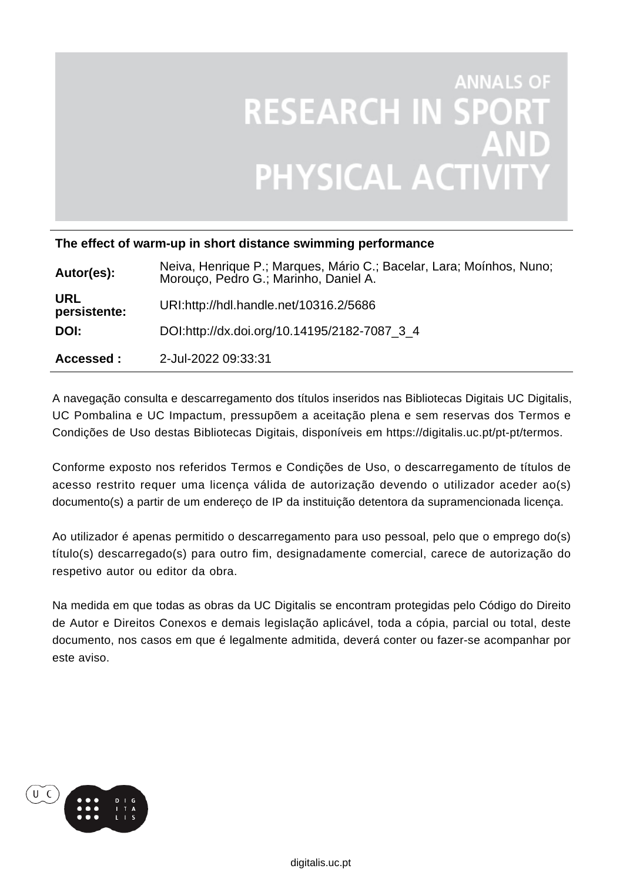ANNALS OF
RESEARCH IN SPORT
AND
PHYSICAL ACTIVITY

**The effect of warm-up in short distance swimming performance**

| | |
|---|---|
| **Autor(es):** | Neiva, Henrique P.; Marques, Mário C.; Bacelar, Lara; Moínhos, Nuno; Morouço, Pedro G.; Marinho, Daniel A. |
| **URL persistente:** | URI:http://hdl.handle.net/10316.2/5686 |
| **DOI:** | DOI:http://dx.doi.org/10.14195/2182-7087_3_4 |
| **Accessed :** | 2-Jul-2022 09:33:31 |

A navegação consulta e descarregamento dos títulos inseridos nas Bibliotecas Digitais UC Digitalis, UC Pombalina e UC Impactum, pressupõem a aceitação plena e sem reservas dos Termos e Condições de Uso destas Bibliotecas Digitais, disponíveis em https://digitalis.uc.pt/pt-pt/termos.

Conforme exposto nos referidos Termos e Condições de Uso, o descarregamento de títulos de acesso restrito requer uma licença válida de autorização devendo o utilizador aceder ao(s) documento(s) a partir de um endereço de IP da instituição detentora da supramencionada licença.

Ao utilizador é apenas permitido o descarregamento para uso pessoal, pelo que o emprego do(s) título(s) descarregado(s) para outro fim, designadamente comercial, carece de autorização do respetivo autor ou editor da obra.

Na medida em que todas as obras da UC Digitalis se encontram protegidas pelo Código do Direito de Autor e Direitos Conexos e demais legislação aplicável, toda a cópia, parcial ou total, deste documento, nos casos em que é legalmente admitida, deverá conter ou fazer-se acompanhar por este aviso.

digitalis.uc.pt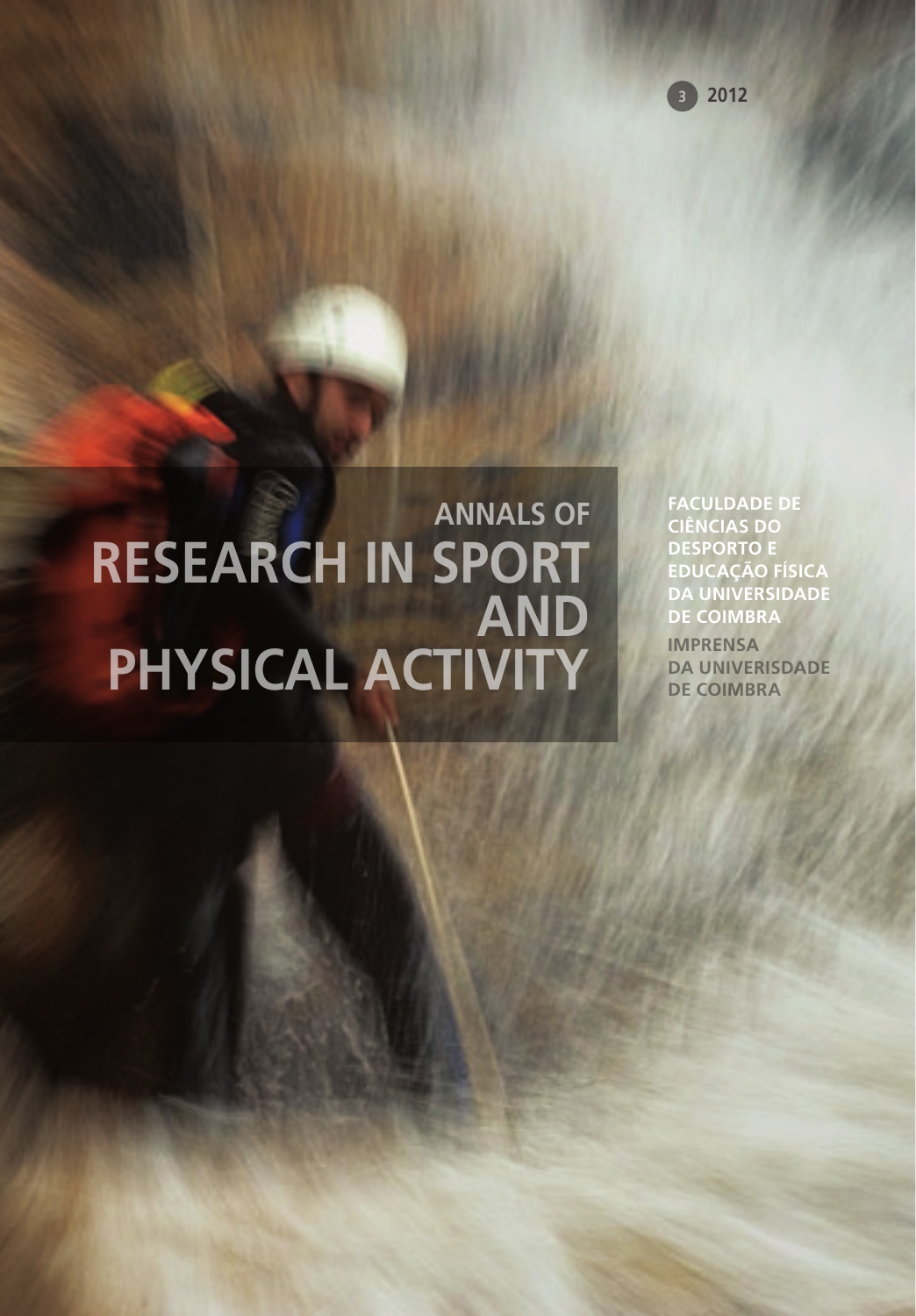3 2012

# ANNALS OF RESEARCH IN SPORT AND PHYSICAL ACTIVITY

**FACULDADE DE CIÊNCIAS DO DESPORTO E EDUCAÇÃO FÍSICA DA UNIVERSIDADE DE COIMBRA**

**IMPRENSA DA UNIVERISDADE DE COIMBRA**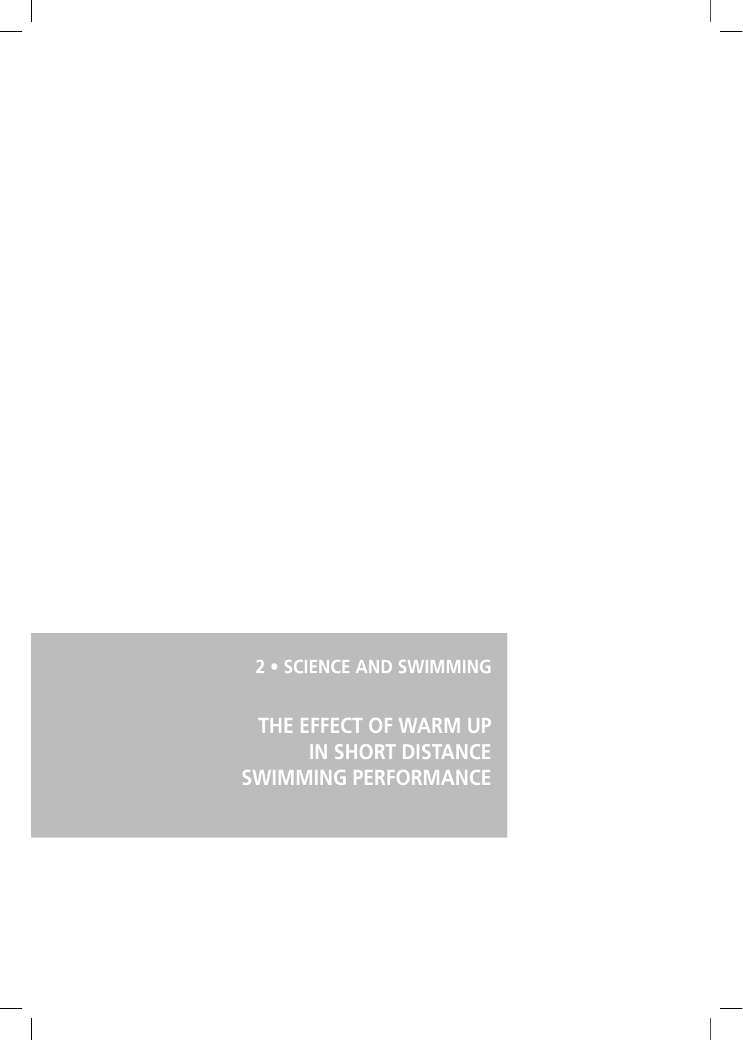2 • SCIENCE AND SWIMMING

# THE EFFECT OF WARM UP IN SHORT DISTANCE SWIMMING PERFORMANCE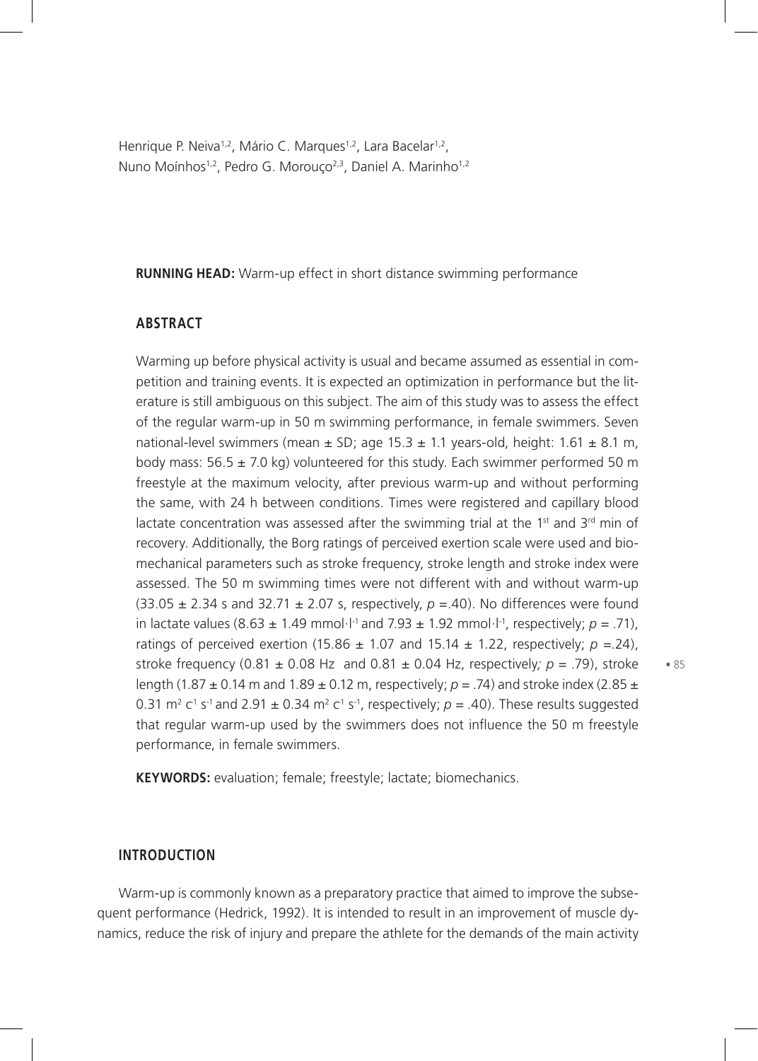Henrique P. Neiva[1,2], Mário C. Marques[1,2], Lara Bacelar[1,2], Nuno Moínhos[1,2], Pedro G. Morouço[2,3], Daniel A. Marinho[1,2]

**RUNNING HEAD:** Warm-up effect in short distance swimming performance

## ABSTRACT

Warming up before physical activity is usual and became assumed as essential in competition and training events. It is expected an optimization in performance but the literature is still ambiguous on this subject. The aim of this study was to assess the effect of the regular warm-up in 50 m swimming performance, in female swimmers. Seven national-level swimmers (mean ± SD; age 15.3 ± 1.1 years-old, height: 1.61 ± 8.1 m, body mass: 56.5 ± 7.0 kg) volunteered for this study. Each swimmer performed 50 m freestyle at the maximum velocity, after previous warm-up and without performing the same, with 24 h between conditions. Times were registered and capillary blood lactate concentration was assessed after the swimming trial at the 1st and 3rd min of recovery. Additionally, the Borg ratings of perceived exertion scale were used and biomechanical parameters such as stroke frequency, stroke length and stroke index were assessed. The 50 m swimming times were not different with and without warm-up (33.05 ± 2.34 s and 32.71 ± 2.07 s, respectively, $p$ =.40). No differences were found in lactate values (8.63 ± 1.49 mmol·l$^{-1}$ and 7.93 ± 1.92 mmol·l$^{-1}$, respectively; $p$ = .71), ratings of perceived exertion (15.86 ± 1.07 and 15.14 ± 1.22, respectively; $p$ =.24), stroke frequency (0.81 ± 0.08 Hz and 0.81 ± 0.04 Hz, respectively*;* $p$ = .79), stroke length (1.87 ± 0.14 m and 1.89 ± 0.12 m, respectively; $p$ = .74) and stroke index (2.85 ± 0.31 m$^2$ c$^1$ s$^{-1}$ and 2.91 ± 0.34 m$^2$ c$^1$ s$^{-1}$, respectively; $p$ = .40). These results suggested that regular warm-up used by the swimmers does not influence the 50 m freestyle performance, in female swimmers.

**KEYWORDS:** evaluation; female; freestyle; lactate; biomechanics.

## INTRODUCTION

Warm-up is commonly known as a preparatory practice that aimed to improve the subsequent performance (Hedrick, 1992). It is intended to result in an improvement of muscle dynamics, reduce the risk of injury and prepare the athlete for the demands of the main activity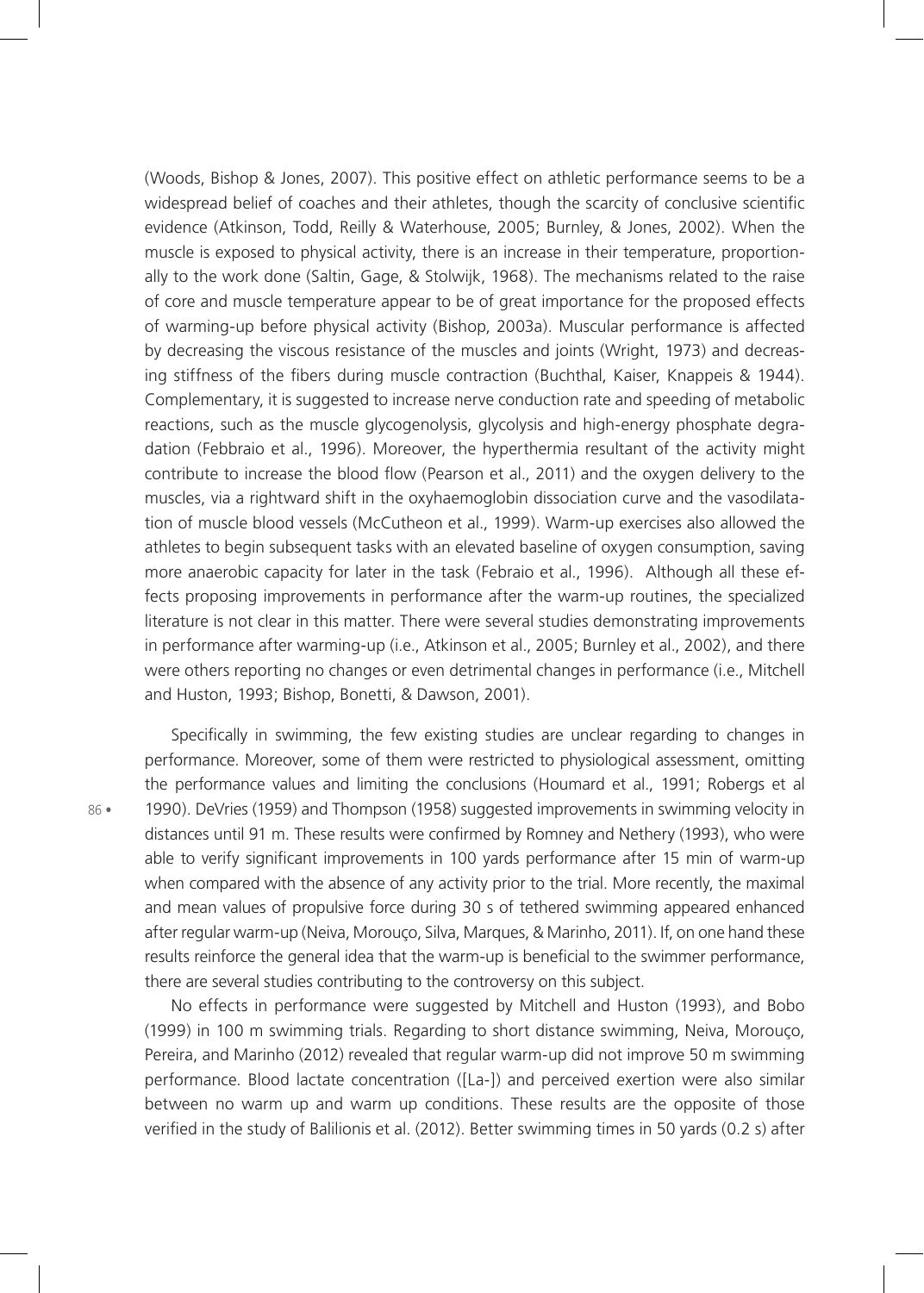(Woods, Bishop & Jones, 2007). This positive effect on athletic performance seems to be a widespread belief of coaches and their athletes, though the scarcity of conclusive scientific evidence (Atkinson, Todd, Reilly & Waterhouse, 2005; Burnley, & Jones, 2002). When the muscle is exposed to physical activity, there is an increase in their temperature, proportionally to the work done (Saltin, Gage, & Stolwijk, 1968). The mechanisms related to the raise of core and muscle temperature appear to be of great importance for the proposed effects of warming-up before physical activity (Bishop, 2003a). Muscular performance is affected by decreasing the viscous resistance of the muscles and joints (Wright, 1973) and decreasing stiffness of the fibers during muscle contraction (Buchthal, Kaiser, Knappeis & 1944). Complementary, it is suggested to increase nerve conduction rate and speeding of metabolic reactions, such as the muscle glycogenolysis, glycolysis and high-energy phosphate degradation (Febbraio et al., 1996). Moreover, the hyperthermia resultant of the activity might contribute to increase the blood flow (Pearson et al., 2011) and the oxygen delivery to the muscles, via a rightward shift in the oxyhaemoglobin dissociation curve and the vasodilatation of muscle blood vessels (McCutheon et al., 1999). Warm-up exercises also allowed the athletes to begin subsequent tasks with an elevated baseline of oxygen consumption, saving more anaerobic capacity for later in the task (Febraio et al., 1996). Although all these effects proposing improvements in performance after the warm-up routines, the specialized literature is not clear in this matter. There were several studies demonstrating improvements in performance after warming-up (i.e., Atkinson et al., 2005; Burnley et al., 2002), and there were others reporting no changes or even detrimental changes in performance (i.e., Mitchell and Huston, 1993; Bishop, Bonetti, & Dawson, 2001).

Specifically in swimming, the few existing studies are unclear regarding to changes in performance. Moreover, some of them were restricted to physiological assessment, omitting the performance values and limiting the conclusions (Houmard et al., 1991; Robergs et al 1990). DeVries (1959) and Thompson (1958) suggested improvements in swimming velocity in distances until 91 m. These results were confirmed by Romney and Nethery (1993), who were able to verify significant improvements in 100 yards performance after 15 min of warm-up when compared with the absence of any activity prior to the trial. More recently, the maximal and mean values of propulsive force during 30 s of tethered swimming appeared enhanced after regular warm-up (Neiva, Morouço, Silva, Marques, & Marinho, 2011). If, on one hand these results reinforce the general idea that the warm-up is beneficial to the swimmer performance, there are several studies contributing to the controversy on this subject.

No effects in performance were suggested by Mitchell and Huston (1993), and Bobo (1999) in 100 m swimming trials. Regarding to short distance swimming, Neiva, Morouço, Pereira, and Marinho (2012) revealed that regular warm-up did not improve 50 m swimming performance. Blood lactate concentration ([La-]) and perceived exertion were also similar between no warm up and warm up conditions. These results are the opposite of those verified in the study of Balilionis et al. (2012). Better swimming times in 50 yards (0.2 s) after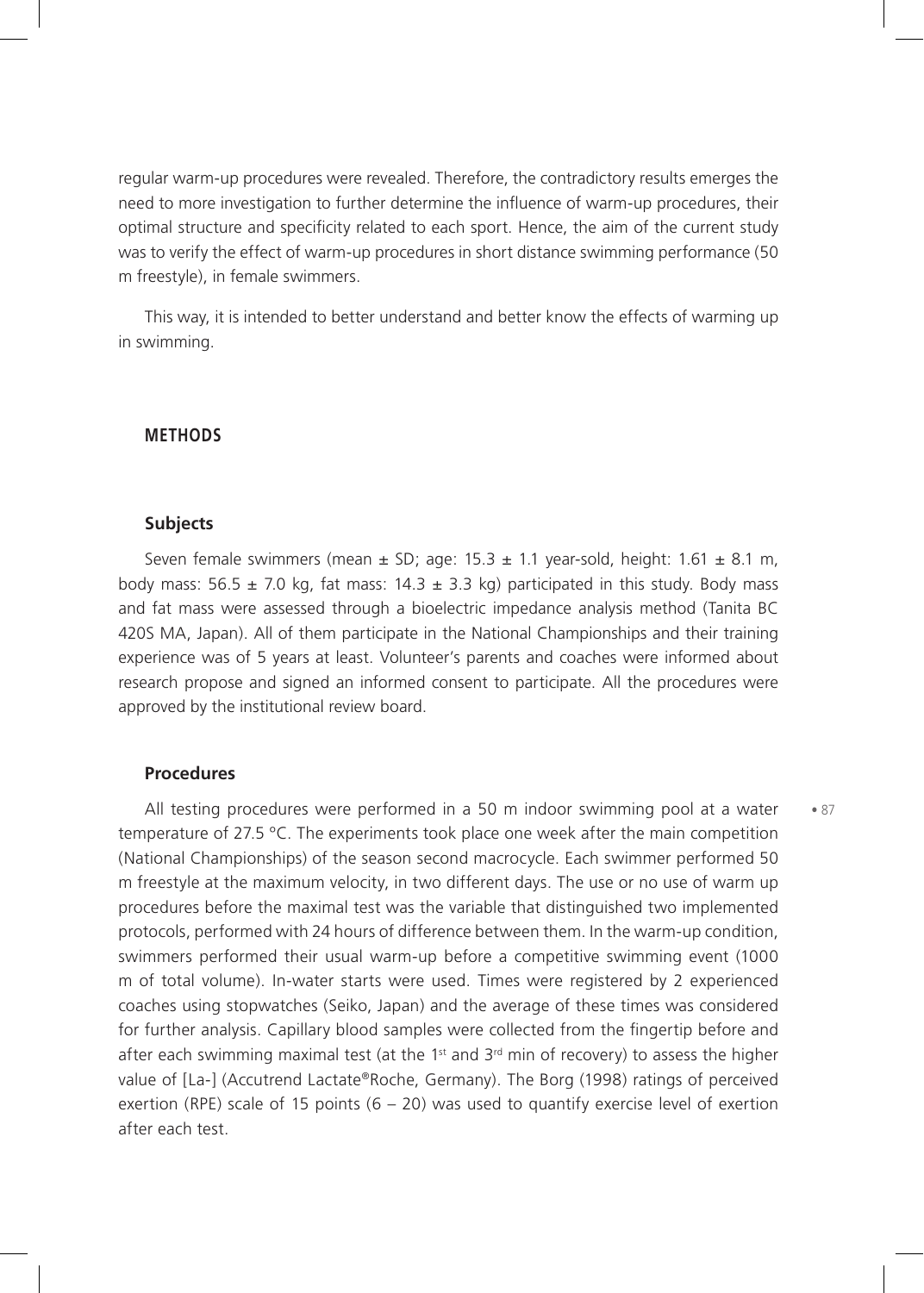regular warm-up procedures were revealed. Therefore, the contradictory results emerges the need to more investigation to further determine the influence of warm-up procedures, their optimal structure and specificity related to each sport. Hence, the aim of the current study was to verify the effect of warm-up procedures in short distance swimming performance (50 m freestyle), in female swimmers.

This way, it is intended to better understand and better know the effects of warming up in swimming.

## METHODS

### Subjects

Seven female swimmers (mean ± SD; age: 15.3 ± 1.1 year-sold, height: 1.61 ± 8.1 m, body mass: 56.5 ± 7.0 kg, fat mass: 14.3 ± 3.3 kg) participated in this study. Body mass and fat mass were assessed through a bioelectric impedance analysis method (Tanita BC 420S MA, Japan). All of them participate in the National Championships and their training experience was of 5 years at least. Volunteer's parents and coaches were informed about research propose and signed an informed consent to participate. All the procedures were approved by the institutional review board.

### Procedures

All testing procedures were performed in a 50 m indoor swimming pool at a water temperature of 27.5 °C. The experiments took place one week after the main competition (National Championships) of the season second macrocycle. Each swimmer performed 50 m freestyle at the maximum velocity, in two different days. The use or no use of warm up procedures before the maximal test was the variable that distinguished two implemented protocols, performed with 24 hours of difference between them. In the warm-up condition, swimmers performed their usual warm-up before a competitive swimming event (1000 m of total volume). In-water starts were used. Times were registered by 2 experienced coaches using stopwatches (Seiko, Japan) and the average of these times was considered for further analysis. Capillary blood samples were collected from the fingertip before and after each swimming maximal test (at the 1st and 3rd min of recovery) to assess the higher value of [La-] (Accutrend Lactate®Roche, Germany). The Borg (1998) ratings of perceived exertion (RPE) scale of 15 points (6 – 20) was used to quantify exercise level of exertion after each test.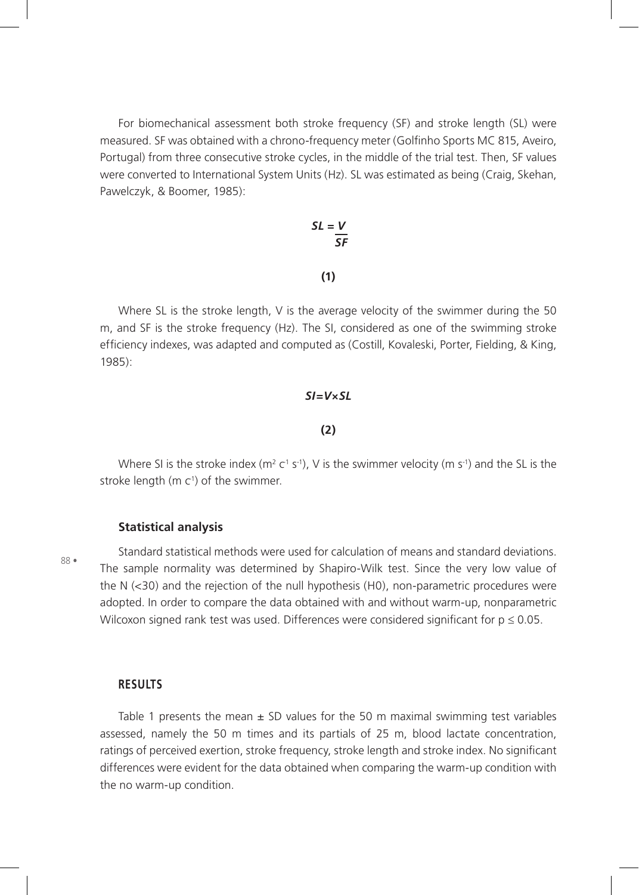For biomechanical assessment both stroke frequency (SF) and stroke length (SL) were measured. SF was obtained with a chrono-frequency meter (Golfinho Sports MC 815, Aveiro, Portugal) from three consecutive stroke cycles, in the middle of the trial test. Then, SF values were converted to International System Units (Hz). SL was estimated as being (Craig, Skehan, Pawelczyk, & Boomer, 1985):

$$SL = \frac{V}{SF} \tag{1}$$

Where SL is the stroke length, V is the average velocity of the swimmer during the 50 m, and SF is the stroke frequency (Hz). The SI, considered as one of the swimming stroke efficiency indexes, was adapted and computed as (Costill, Kovaleski, Porter, Fielding, & King, 1985):

$$SI = V \times SL \tag{2}$$

Where SI is the stroke index ($m^2\ c^{-1}\ s^{-1}$), V is the swimmer velocity ($m\ s^{-1}$) and the SL is the stroke length ($m\ c^{-1}$) of the swimmer.

### Statistical analysis

Standard statistical methods were used for calculation of means and standard deviations. The sample normality was determined by Shapiro-Wilk test. Since the very low value of the N (<30) and the rejection of the null hypothesis (H0), non-parametric procedures were adopted. In order to compare the data obtained with and without warm-up, nonparametric Wilcoxon signed rank test was used. Differences were considered significant for $p \leq 0.05$.

## RESULTS

Table 1 presents the mean ± SD values for the 50 m maximal swimming test variables assessed, namely the 50 m times and its partials of 25 m, blood lactate concentration, ratings of perceived exertion, stroke frequency, stroke length and stroke index. No significant differences were evident for the data obtained when comparing the warm-up condition with the no warm-up condition.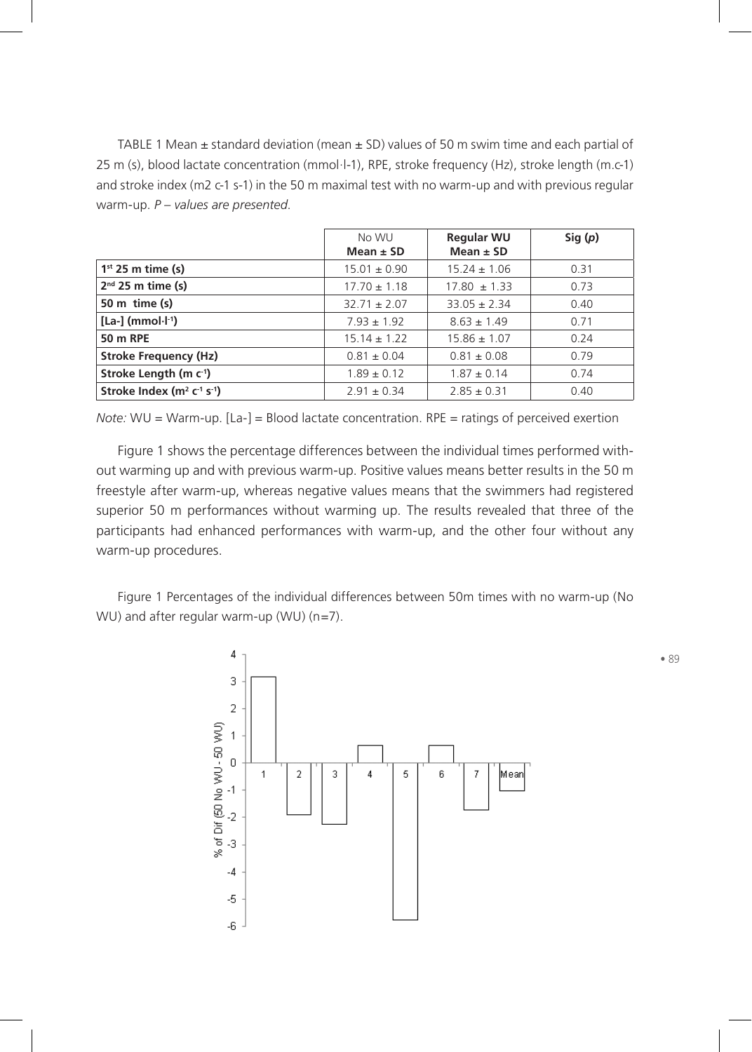TABLE 1 Mean ± standard deviation (mean ± SD) values of 50 m swim time and each partial of 25 m (s), blood lactate concentration (mmol·l-1), RPE, stroke frequency (Hz), stroke length (m.c-1) and stroke index (m2 c-1 s-1) in the 50 m maximal test with no warm-up and with previous regular warm-up. *P – values are presented.*

| | No WU Mean ± SD | Regular WU Mean ± SD | Sig (*p*) |
|---|---|---|---|
| **1st 25 m time (s)** | 15.01 ± 0.90 | 15.24 ± 1.06 | 0.31 |
| **2nd 25 m time (s)** | 17.70 ± 1.18 | 17.80 ± 1.33 | 0.73 |
| **50 m time (s)** | 32.71 ± 2.07 | 33.05 ± 2.34 | 0.40 |
| **[La-] (mmol·l$^{-1}$)** | 7.93 ± 1.92 | 8.63 ± 1.49 | 0.71 |
| **50 m RPE** | 15.14 ± 1.22 | 15.86 ± 1.07 | 0.24 |
| **Stroke Frequency (Hz)** | 0.81 ± 0.04 | 0.81 ± 0.08 | 0.79 |
| **Stroke Length (m c$^{-1}$)** | 1.89 ± 0.12 | 1.87 ± 0.14 | 0.74 |
| **Stroke Index (m$^2$ c$^{-1}$ s$^{-1}$)** | 2.91 ± 0.34 | 2.85 ± 0.31 | 0.40 |

*Note:* WU = Warm-up. [La-] = Blood lactate concentration. RPE = ratings of perceived exertion

Figure 1 shows the percentage differences between the individual times performed without warming up and with previous warm-up. Positive values means better results in the 50 m freestyle after warm-up, whereas negative values means that the swimmers had registered superior 50 m performances without warming up. The results revealed that three of the participants had enhanced performances with warm-up, and the other four without any warm-up procedures.

Figure 1 Percentages of the individual differences between 50m times with no warm-up (No WU) and after regular warm-up (WU) (n=7).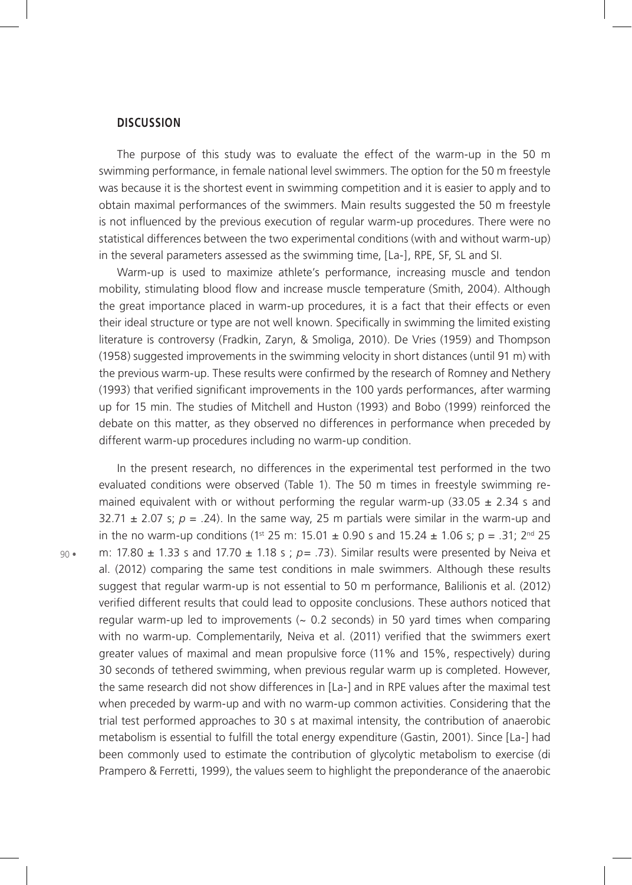## DISCUSSION

The purpose of this study was to evaluate the effect of the warm-up in the 50 m swimming performance, in female national level swimmers. The option for the 50 m freestyle was because it is the shortest event in swimming competition and it is easier to apply and to obtain maximal performances of the swimmers. Main results suggested the 50 m freestyle is not influenced by the previous execution of regular warm-up procedures. There were no statistical differences between the two experimental conditions (with and without warm-up) in the several parameters assessed as the swimming time, [La-], RPE, SF, SL and SI.

Warm-up is used to maximize athlete's performance, increasing muscle and tendon mobility, stimulating blood flow and increase muscle temperature (Smith, 2004). Although the great importance placed in warm-up procedures, it is a fact that their effects or even their ideal structure or type are not well known. Specifically in swimming the limited existing literature is controversy (Fradkin, Zaryn, & Smoliga, 2010). De Vries (1959) and Thompson (1958) suggested improvements in the swimming velocity in short distances (until 91 m) with the previous warm-up. These results were confirmed by the research of Romney and Nethery (1993) that verified significant improvements in the 100 yards performances, after warming up for 15 min. The studies of Mitchell and Huston (1993) and Bobo (1999) reinforced the debate on this matter, as they observed no differences in performance when preceded by different warm-up procedures including no warm-up condition.

In the present research, no differences in the experimental test performed in the two evaluated conditions were observed (Table 1). The 50 m times in freestyle swimming remained equivalent with or without performing the regular warm-up (33.05 ± 2.34 s and 32.71 ± 2.07 s; *p* = .24). In the same way, 25 m partials were similar in the warm-up and in the no warm-up conditions (1st 25 m: 15.01 ± 0.90 s and 15.24 ± 1.06 s; p = .31; 2nd 25 m: 17.80 ± 1.33 s and 17.70 ± 1.18 s ; *p*= .73). Similar results were presented by Neiva et al. (2012) comparing the same test conditions in male swimmers. Although these results suggest that regular warm-up is not essential to 50 m performance, Balilionis et al. (2012) verified different results that could lead to opposite conclusions. These authors noticed that regular warm-up led to improvements (~ 0.2 seconds) in 50 yard times when comparing with no warm-up. Complementarily, Neiva et al. (2011) verified that the swimmers exert greater values of maximal and mean propulsive force (11% and 15%, respectively) during 30 seconds of tethered swimming, when previous regular warm up is completed. However, the same research did not show differences in [La-] and in RPE values after the maximal test when preceded by warm-up and with no warm-up common activities. Considering that the trial test performed approaches to 30 s at maximal intensity, the contribution of anaerobic metabolism is essential to fulfill the total energy expenditure (Gastin, 2001). Since [La-] had been commonly used to estimate the contribution of glycolytic metabolism to exercise (di Prampero & Ferretti, 1999), the values seem to highlight the preponderance of the anaerobic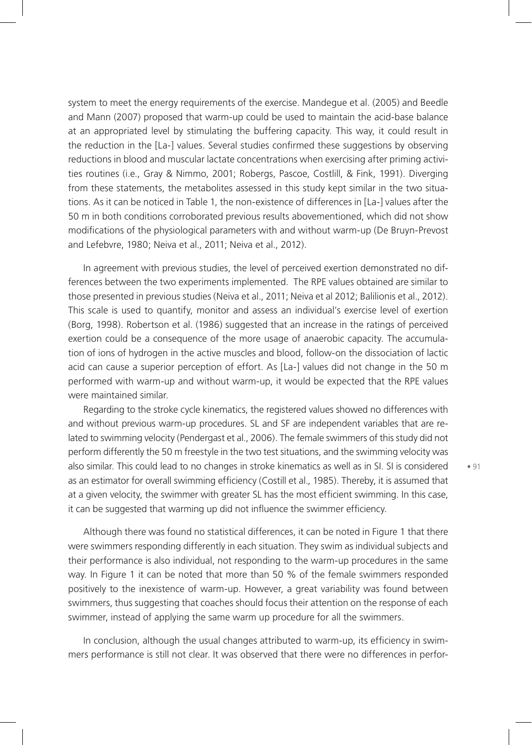system to meet the energy requirements of the exercise. Mandegue et al. (2005) and Beedle and Mann (2007) proposed that warm-up could be used to maintain the acid-base balance at an appropriated level by stimulating the buffering capacity. This way, it could result in the reduction in the [La-] values. Several studies confirmed these suggestions by observing reductions in blood and muscular lactate concentrations when exercising after priming activities routines (i.e., Gray & Nimmo, 2001; Robergs, Pascoe, Costlill, & Fink, 1991). Diverging from these statements, the metabolites assessed in this study kept similar in the two situations. As it can be noticed in Table 1, the non-existence of differences in [La-] values after the 50 m in both conditions corroborated previous results abovementioned, which did not show modifications of the physiological parameters with and without warm-up (De Bruyn-Prevost and Lefebvre, 1980; Neiva et al., 2011; Neiva et al., 2012).

In agreement with previous studies, the level of perceived exertion demonstrated no differences between the two experiments implemented. The RPE values obtained are similar to those presented in previous studies (Neiva et al., 2011; Neiva et al 2012; Balilionis et al., 2012). This scale is used to quantify, monitor and assess an individual's exercise level of exertion (Borg, 1998). Robertson et al. (1986) suggested that an increase in the ratings of perceived exertion could be a consequence of the more usage of anaerobic capacity. The accumulation of ions of hydrogen in the active muscles and blood, follow-on the dissociation of lactic acid can cause a superior perception of effort. As [La-] values did not change in the 50 m performed with warm-up and without warm-up, it would be expected that the RPE values were maintained similar.

Regarding to the stroke cycle kinematics, the registered values showed no differences with and without previous warm-up procedures. SL and SF are independent variables that are related to swimming velocity (Pendergast et al., 2006). The female swimmers of this study did not perform differently the 50 m freestyle in the two test situations, and the swimming velocity was also similar. This could lead to no changes in stroke kinematics as well as in SI. SI is considered as an estimator for overall swimming efficiency (Costill et al., 1985). Thereby, it is assumed that at a given velocity, the swimmer with greater SL has the most efficient swimming. In this case, it can be suggested that warming up did not influence the swimmer efficiency.

Although there was found no statistical differences, it can be noted in Figure 1 that there were swimmers responding differently in each situation. They swim as individual subjects and their performance is also individual, not responding to the warm-up procedures in the same way. In Figure 1 it can be noted that more than 50 % of the female swimmers responded positively to the inexistence of warm-up. However, a great variability was found between swimmers, thus suggesting that coaches should focus their attention on the response of each swimmer, instead of applying the same warm up procedure for all the swimmers.

In conclusion, although the usual changes attributed to warm-up, its efficiency in swimmers performance is still not clear. It was observed that there were no differences in perfor-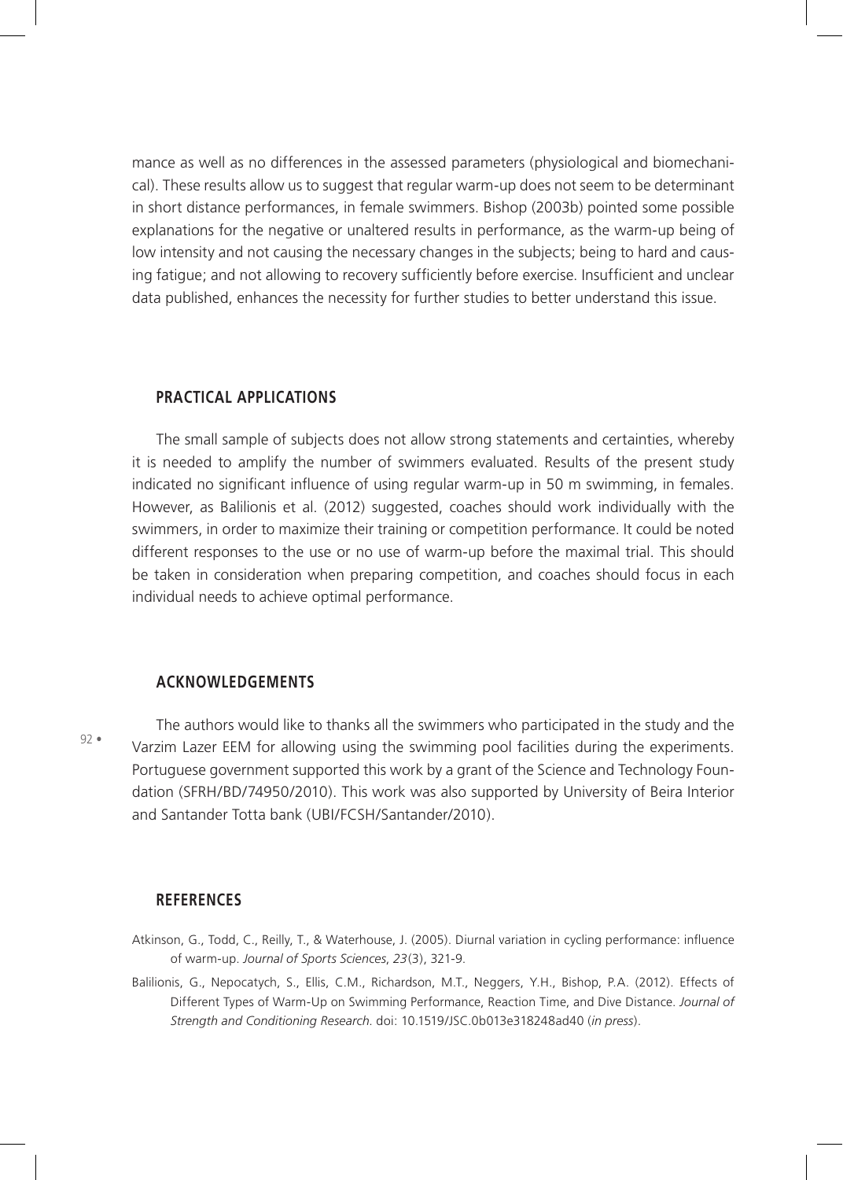mance as well as no differences in the assessed parameters (physiological and biomechanical). These results allow us to suggest that regular warm-up does not seem to be determinant in short distance performances, in female swimmers. Bishop (2003b) pointed some possible explanations for the negative or unaltered results in performance, as the warm-up being of low intensity and not causing the necessary changes in the subjects; being to hard and causing fatigue; and not allowing to recovery sufficiently before exercise. Insufficient and unclear data published, enhances the necessity for further studies to better understand this issue.

## PRACTICAL APPLICATIONS

The small sample of subjects does not allow strong statements and certainties, whereby it is needed to amplify the number of swimmers evaluated. Results of the present study indicated no significant influence of using regular warm-up in 50 m swimming, in females. However, as Balilionis et al. (2012) suggested, coaches should work individually with the swimmers, in order to maximize their training or competition performance. It could be noted different responses to the use or no use of warm-up before the maximal trial. This should be taken in consideration when preparing competition, and coaches should focus in each individual needs to achieve optimal performance.

## ACKNOWLEDGEMENTS

The authors would like to thanks all the swimmers who participated in the study and the Varzim Lazer EEM for allowing using the swimming pool facilities during the experiments. Portuguese government supported this work by a grant of the Science and Technology Foundation (SFRH/BD/74950/2010). This work was also supported by University of Beira Interior and Santander Totta bank (UBI/FCSH/Santander/2010).

## REFERENCES

Atkinson, G., Todd, C., Reilly, T., & Waterhouse, J. (2005). Diurnal variation in cycling performance: influence of warm-up. *Journal of Sports Sciences*, *23*(3), 321-9.

Balilionis, G., Nepocatych, S., Ellis, C.M., Richardson, M.T., Neggers, Y.H., Bishop, P.A. (2012). Effects of Different Types of Warm-Up on Swimming Performance, Reaction Time, and Dive Distance. *Journal of Strength and Conditioning Research*. doi: 10.1519/JSC.0b013e318248ad40 (*in press*).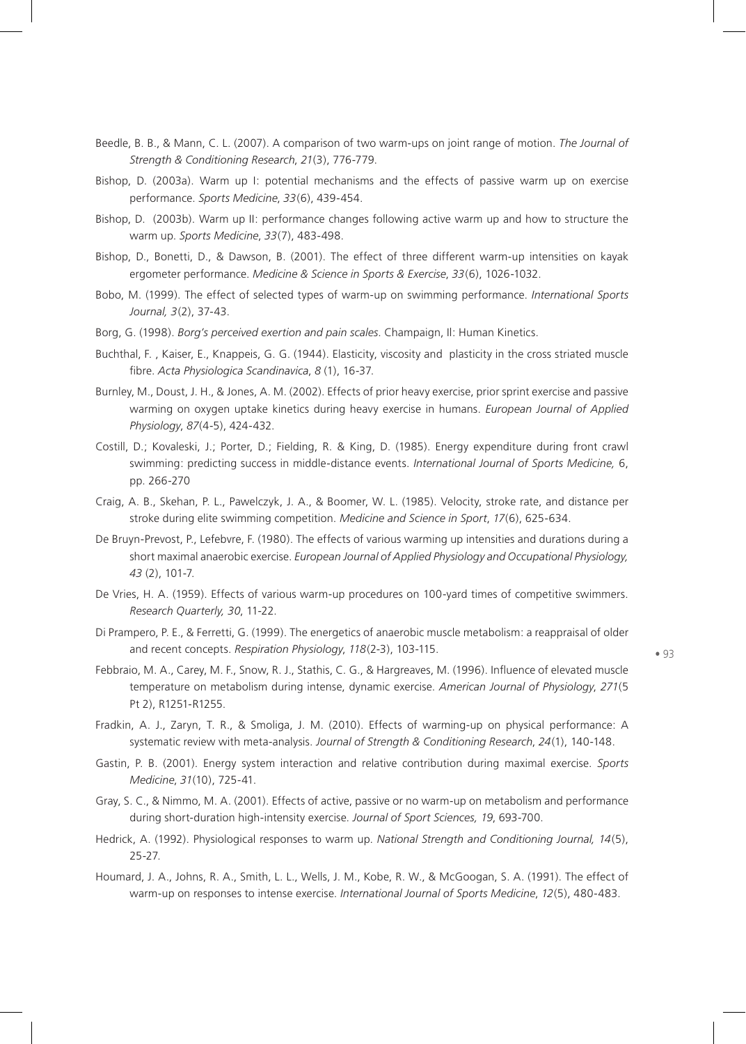Beedle, B. B., & Mann, C. L. (2007). A comparison of two warm-ups on joint range of motion. *The Journal of Strength & Conditioning Research*, *21*(3), 776-779.

Bishop, D. (2003a). Warm up I: potential mechanisms and the effects of passive warm up on exercise performance. *Sports Medicine*, *33*(6), 439-454.

Bishop, D. (2003b). Warm up II: performance changes following active warm up and how to structure the warm up. *Sports Medicine*, *33*(7), 483-498.

Bishop, D., Bonetti, D., & Dawson, B. (2001). The effect of three different warm-up intensities on kayak ergometer performance. *Medicine & Science in Sports & Exercise*, *33*(6), 1026-1032.

Bobo, M. (1999). The effect of selected types of warm-up on swimming performance. *International Sports Journal, 3*(2), 37-43.

Borg, G. (1998). *Borg's perceived exertion and pain scales*. Champaign, Il: Human Kinetics.

Buchthal, F. , Kaiser, E., Knappeis, G. G. (1944). Elasticity, viscosity and plasticity in the cross striated muscle fibre. *Acta Physiologica Scandinavica*, *8* (1), 16-37.

Burnley, M., Doust, J. H., & Jones, A. M. (2002). Effects of prior heavy exercise, prior sprint exercise and passive warming on oxygen uptake kinetics during heavy exercise in humans. *European Journal of Applied Physiology*, *87*(4-5), 424-432.

Costill, D.; Kovaleski, J.; Porter, D.; Fielding, R. & King, D. (1985). Energy expenditure during front crawl swimming: predicting success in middle-distance events. *International Journal of Sports Medicine,* 6, pp. 266-270

Craig, A. B., Skehan, P. L., Pawelczyk, J. A., & Boomer, W. L. (1985). Velocity, stroke rate, and distance per stroke during elite swimming competition. *Medicine and Science in Sport*, *17*(6), 625-634.

De Bruyn-Prevost, P., Lefebvre, F. (1980). The effects of various warming up intensities and durations during a short maximal anaerobic exercise. *European Journal of Applied Physiology and Occupational Physiology, 43* (2), 101-7.

De Vries, H. A. (1959). Effects of various warm-up procedures on 100-yard times of competitive swimmers. *Research Quarterly, 30*, 11-22.

Di Prampero, P. E., & Ferretti, G. (1999). The energetics of anaerobic muscle metabolism: a reappraisal of older and recent concepts. *Respiration Physiology*, *118*(2-3), 103-115.

Febbraio, M. A., Carey, M. F., Snow, R. J., Stathis, C. G., & Hargreaves, M. (1996). Influence of elevated muscle temperature on metabolism during intense, dynamic exercise. *American Journal of Physiology*, *271*(5 Pt 2), R1251-R1255.

Fradkin, A. J., Zaryn, T. R., & Smoliga, J. M. (2010). Effects of warming-up on physical performance: A systematic review with meta-analysis. *Journal of Strength & Conditioning Research*, *24*(1), 140-148.

Gastin, P. B. (2001). Energy system interaction and relative contribution during maximal exercise. *Sports Medicine*, *31*(10), 725-41.

Gray, S. C., & Nimmo, M. A. (2001). Effects of active, passive or no warm-up on metabolism and performance during short-duration high-intensity exercise. *Journal of Sport Sciences, 19*, 693-700.

Hedrick, A. (1992). Physiological responses to warm up. *National Strength and Conditioning Journal, 14*(5), 25-27.

Houmard, J. A., Johns, R. A., Smith, L. L., Wells, J. M., Kobe, R. W., & McGoogan, S. A. (1991). The effect of warm-up on responses to intense exercise. *International Journal of Sports Medicine*, *12*(5), 480-483.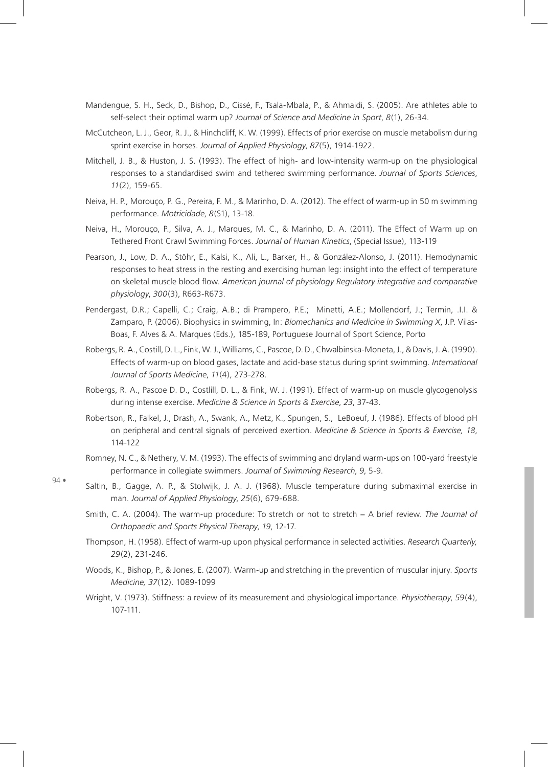Mandengue, S. H., Seck, D., Bishop, D., Cissé, F., Tsala-Mbala, P., & Ahmaidi, S. (2005). Are athletes able to self-select their optimal warm up? *Journal of Science and Medicine in Sport*, *8*(1), 26-34.

McCutcheon, L. J., Geor, R. J., & Hinchcliff, K. W. (1999). Effects of prior exercise on muscle metabolism during sprint exercise in horses. *Journal of Applied Physiology*, *87*(5), 1914-1922.

Mitchell, J. B., & Huston, J. S. (1993). The effect of high- and low-intensity warm-up on the physiological responses to a standardised swim and tethered swimming performance. *Journal of Sports Sciences*, *11*(2), 159-65.

Neiva, H. P., Morouço, P. G., Pereira, F. M., & Marinho, D. A. (2012). The effect of warm-up in 50 m swimming performance. *Motricidade*, *8*(S1), 13-18.

Neiva, H., Morouço, P., Silva, A. J., Marques, M. C., & Marinho, D. A. (2011). The Effect of Warm up on Tethered Front Crawl Swimming Forces. *Journal of Human Kinetics*, (Special Issue), 113-119

Pearson, J., Low, D. A., Stöhr, E., Kalsi, K., Ali, L., Barker, H., & González-Alonso, J. (2011). Hemodynamic responses to heat stress in the resting and exercising human leg: insight into the effect of temperature on skeletal muscle blood flow. *American journal of physiology Regulatory integrative and comparative physiology*, *300*(3), R663-R673.

Pendergast, D.R.; Capelli, C.; Craig, A.B.; di Prampero, P.E.; Minetti, A.E.; Mollendorf, J.; Termin, .I.I. & Zamparo, P. (2006). Biophysics in swimming, In: *Biomechanics and Medicine in Swimming X*, J.P. Vilas-Boas, F. Alves & A. Marques (Eds.), 185-189, Portuguese Journal of Sport Science, Porto

Robergs, R. A., Costill, D. L., Fink, W. J., Williams, C., Pascoe, D. D., Chwalbinska-Moneta, J., & Davis, J. A. (1990). Effects of warm-up on blood gases, lactate and acid-base status during sprint swimming. *International Journal of Sports Medicine*, *11*(4), 273-278.

Robergs, R. A., Pascoe D. D., Costlill, D. L., & Fink, W. J. (1991). Effect of warm-up on muscle glycogenolysis during intense exercise. *Medicine & Science in Sports & Exercise*, *23*, 37-43.

Robertson, R., Falkel, J., Drash, A., Swank, A., Metz, K., Spungen, S., LeBoeuf, J. (1986). Effects of blood pH on peripheral and central signals of perceived exertion. *Medicine & Science in Sports & Exercise, 18*, 114-122

Romney, N. C., & Nethery, V. M. (1993). The effects of swimming and dryland warm-ups on 100-yard freestyle performance in collegiate swimmers. *Journal of Swimming Research*, *9*, 5-9.

Saltin, B., Gagge, A. P., & Stolwijk, J. A. J. (1968). Muscle temperature during submaximal exercise in man. *Journal of Applied Physiology*, *25*(6), 679-688.

Smith, C. A. (2004). The warm-up procedure: To stretch or not to stretch – A brief review. *The Journal of Orthopaedic and Sports Physical Therapy*, *19*, 12-17.

Thompson, H. (1958). Effect of warm-up upon physical performance in selected activities. *Research Quarterly, 29*(2), 231-246.

Woods, K., Bishop, P., & Jones, E. (2007). Warm-up and stretching in the prevention of muscular injury. *Sports Medicine, 37*(12). 1089-1099

Wright, V. (1973). Stiffness: a review of its measurement and physiological importance. *Physiotherapy*, *59*(4), 107-111.